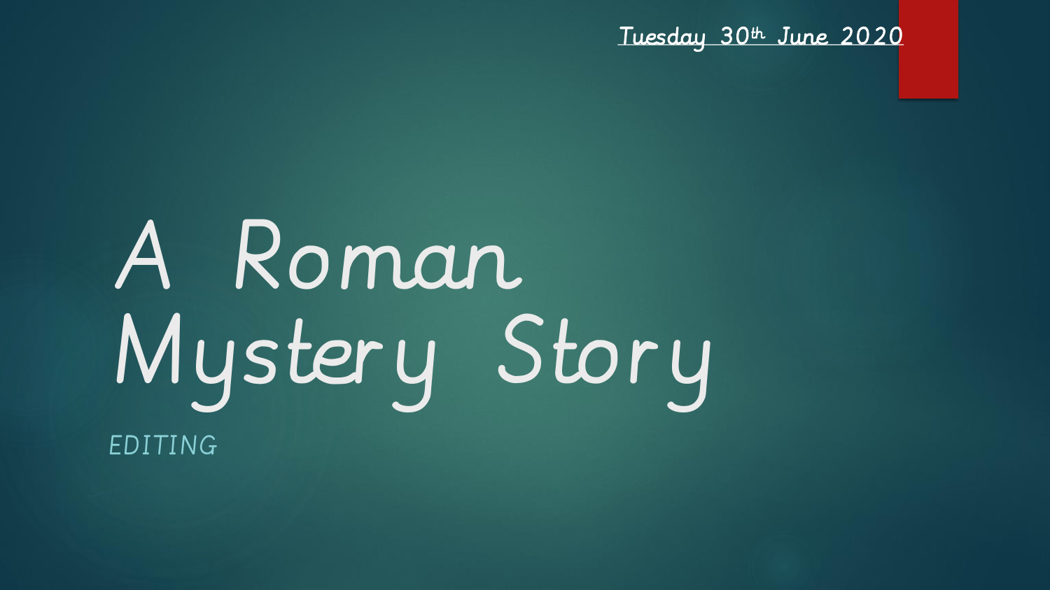Tuesday 30th June 2020

# A Roman Mystery Story

EDITING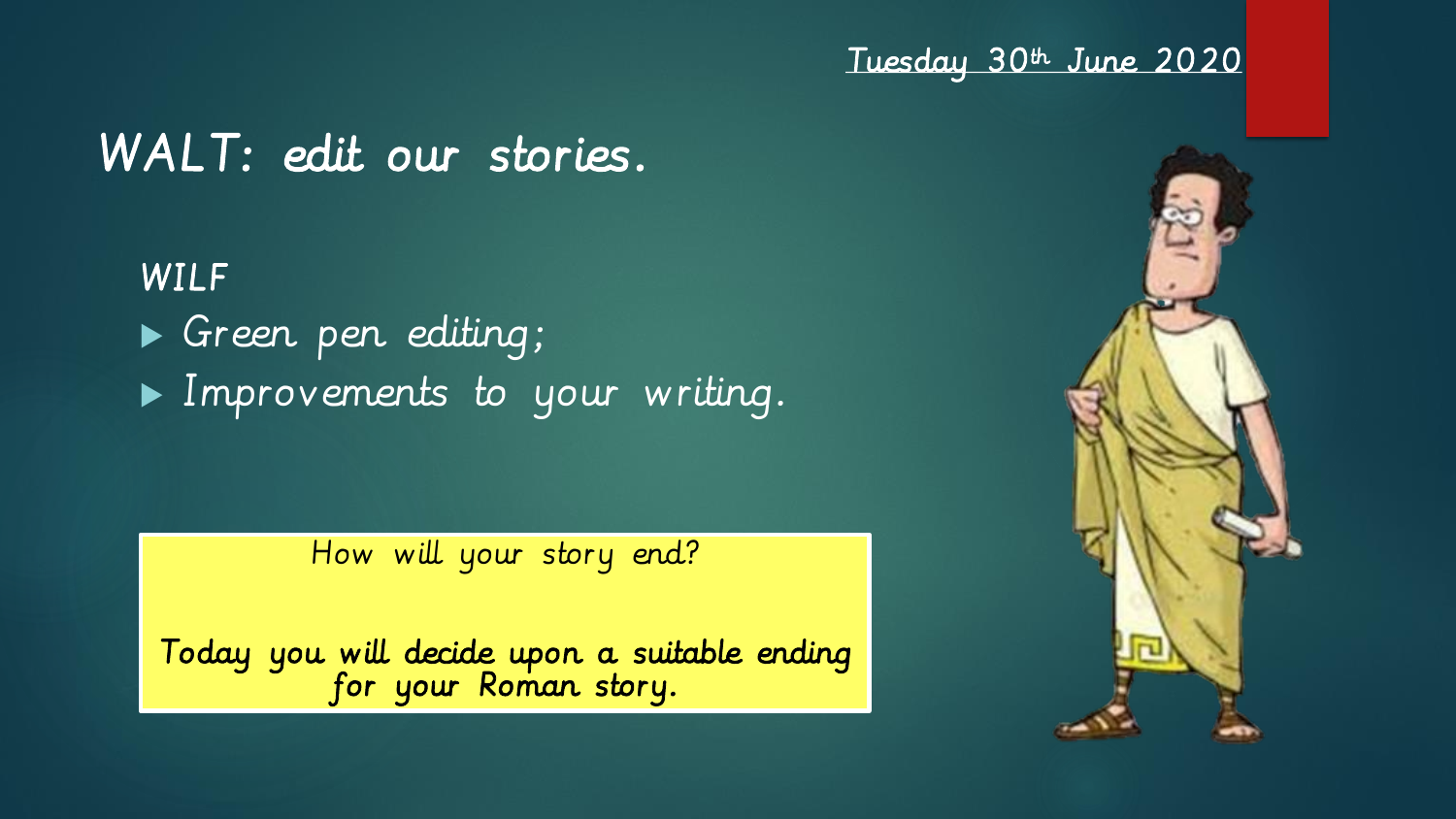Tuesday 30th June 2020

# WALT: edit our stories.

**WILF**

- Green pen editing;
- Improvements to your writing.

How will your story end?

Today you will decide upon a suitable ending for your Roman story.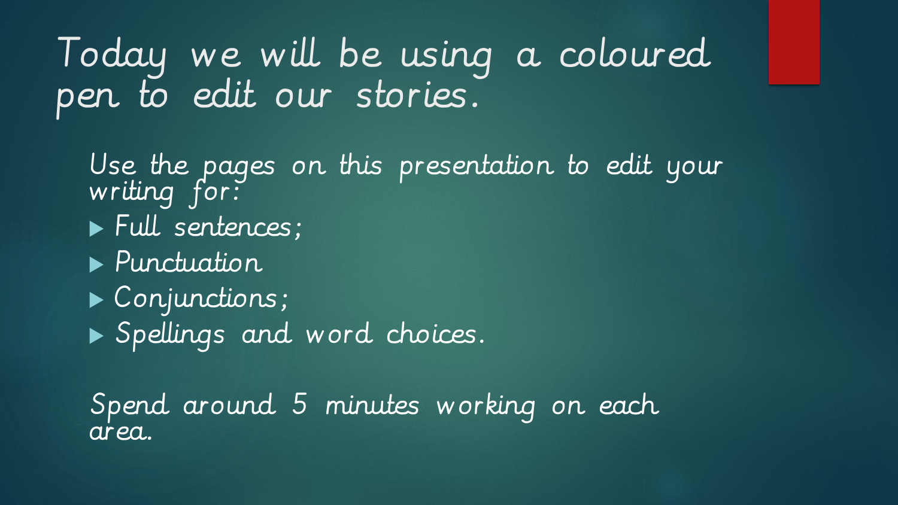# Today we will be using a coloured pen to edit our stories.

Use the pages on this presentation to edit your writing for:

- Full sentences;
- Punctuation
- Conjunctions;
- Spellings and word choices.

Spend around 5 minutes working on each area.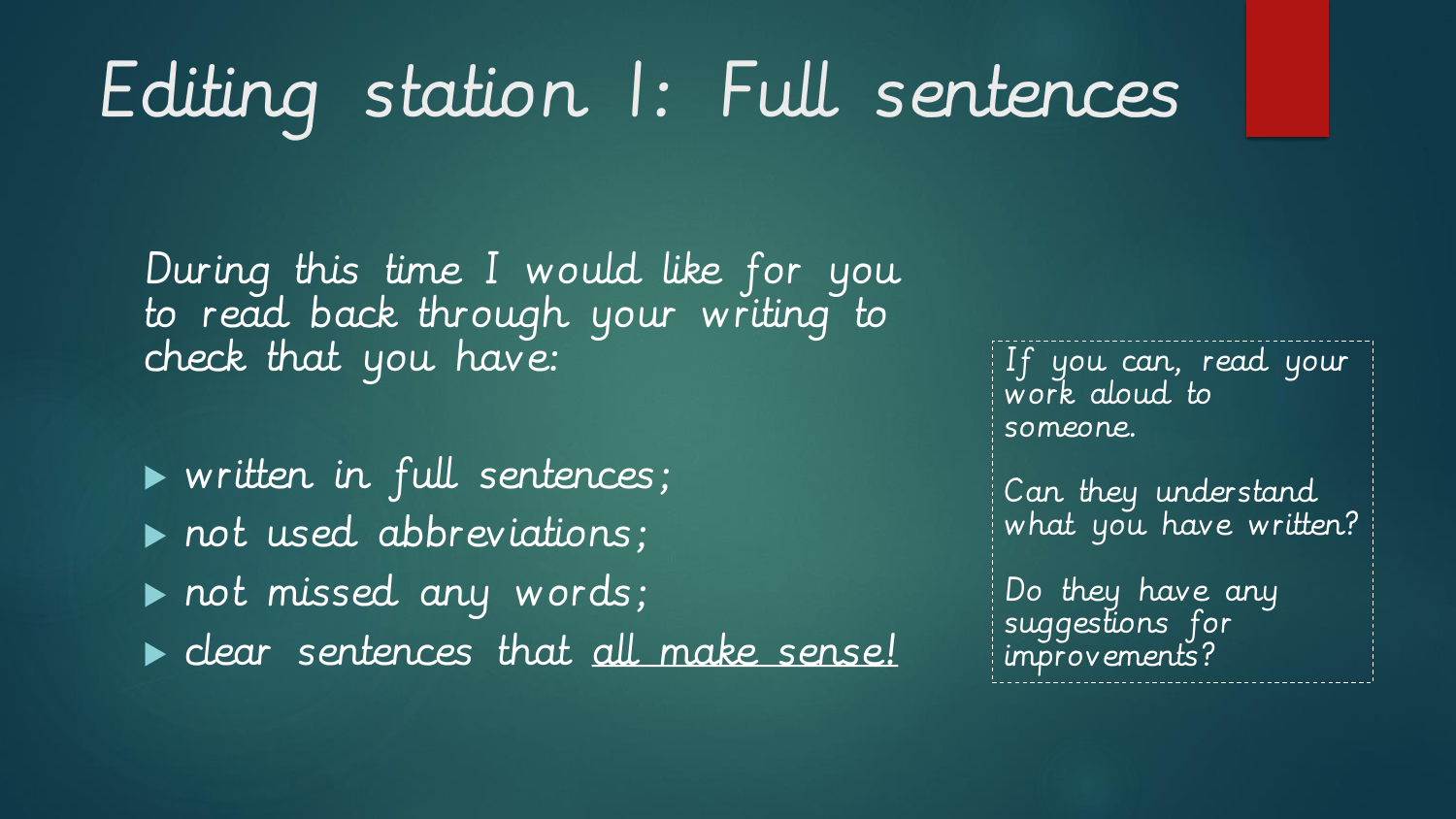# Editing station 1: Full sentences

During this time I would like for you to read back through your writing to check that you have:

- written in full sentences;
- not used abbreviations;
- not missed any words;
- clear sentences that all make sense!

If you can, read your work aloud to someone.

Can they understand what you have written?

Do they have any suggestions for improvements?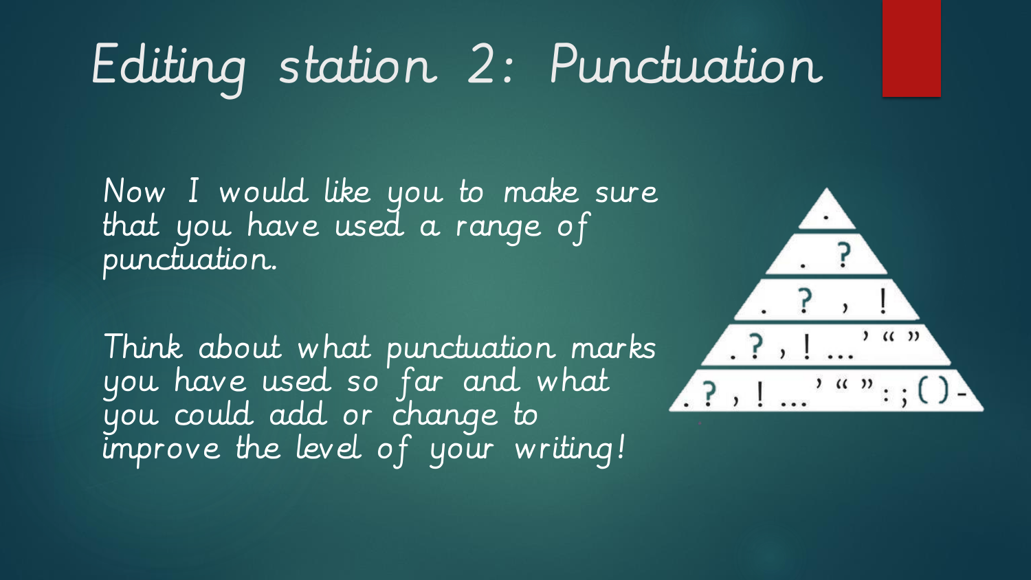# Editing station 2: Punctuation

Now I would like you to make sure that you have used a range of punctuation.

Think about what punctuation marks you have used so far and what you could add or change to improve the level of your writing!

.

. ?

. ? , !

. ? , ! ... ' " "

. ? , ! ... ' " " : ; ( ) -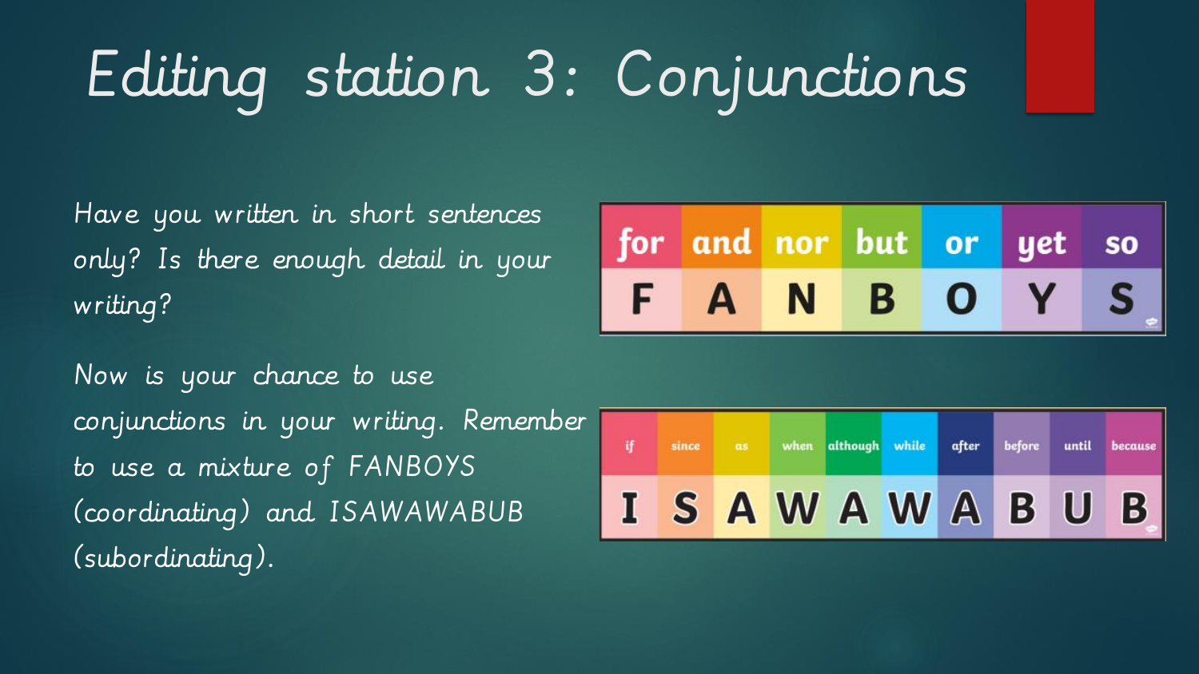# Editing station 3: Conjunctions

Have you written in short sentences only? Is there enough detail in your writing?

Now is your chance to use conjunctions in your writing. Remember to use a mixture of FANBOYS (coordinating) and ISAWAWABUB (subordinating).

| for | and | nor | but | or | yet | so |
| --- | --- | --- | --- | --- | --- | --- |
| F | A | N | B | O | Y | S |

| if | since | as | when | although | while | after | before | until | because |
| --- | --- | --- | --- | --- | --- | --- | --- | --- | --- |
| I | S | A | W | A | W | A | B | U | B |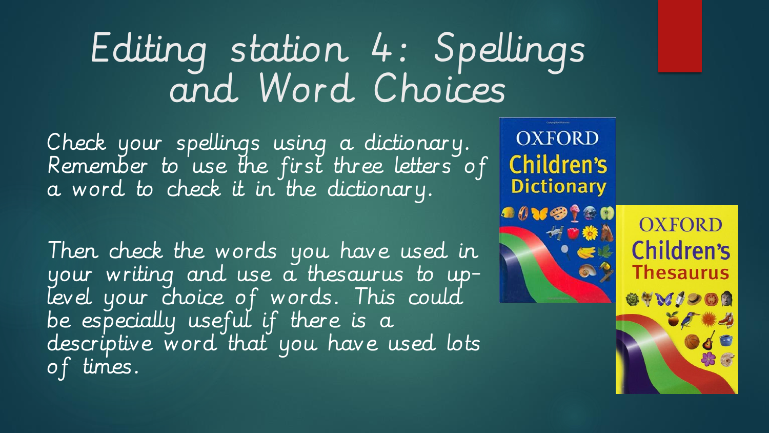# Editing station 4: Spellings and Word Choices

Check your spellings using a dictionary. Remember to use the first three letters of a word to check it in the dictionary.

Then check the words you have used in your writing and use a thesaurus to up-level your choice of words. This could be especially useful if there is a descriptive word that you have used lots of times.